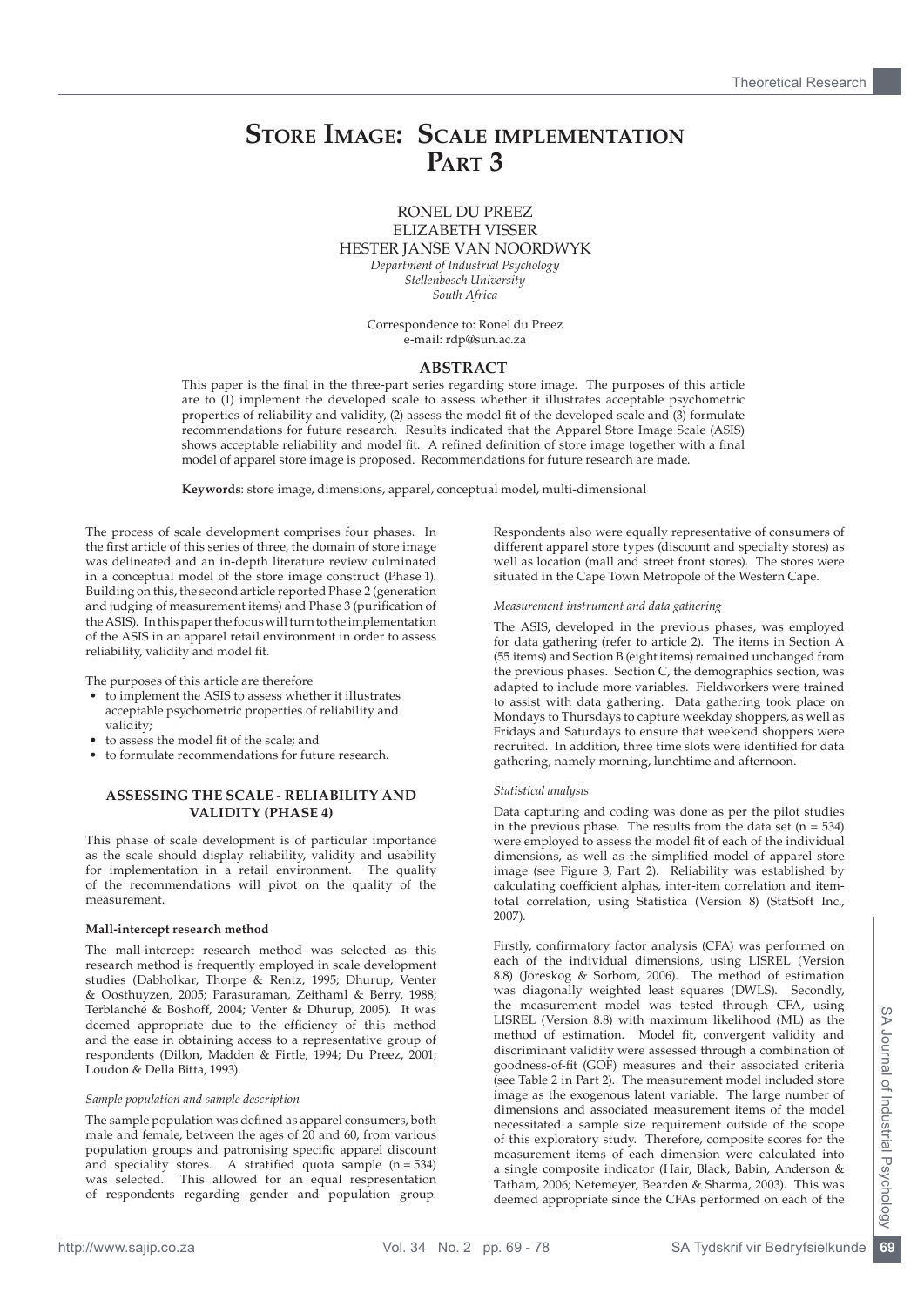# Store Image: Scale implementation Part 3

RONEL DU PREEZ
ELIZABETH VISSER
HESTER JANSE VAN NOORDWYK

*Department of Industrial Psychology*
*Stellenbosch University*
*South Africa*

Correspondence to: Ronel du Preez
e-mail: rdp@sun.ac.za

## ABSTRACT

This paper is the final in the three-part series regarding store image. The purposes of this article are to (1) implement the developed scale to assess whether it illustrates acceptable psychometric properties of reliability and validity, (2) assess the model fit of the developed scale and (3) formulate recommendations for future research. Results indicated that the Apparel Store Image Scale (ASIS) shows acceptable reliability and model fit. A refined definition of store image together with a final model of apparel store image is proposed. Recommendations for future research are made.

**Keywords**: store image, dimensions, apparel, conceptual model, multi-dimensional

The process of scale development comprises four phases. In the first article of this series of three, the domain of store image was delineated and an in-depth literature review culminated in a conceptual model of the store image construct (Phase 1). Building on this, the second article reported Phase 2 (generation and judging of measurement items) and Phase 3 (purification of the ASIS). In this paper the focus will turn to the implementation of the ASIS in an apparel retail environment in order to assess reliability, validity and model fit.

The purposes of this article are therefore

- to implement the ASIS to assess whether it illustrates acceptable psychometric properties of reliability and validity;
- to assess the model fit of the scale; and
- to formulate recommendations for future research.

## ASSESSING THE SCALE - RELIABILITY AND VALIDITY (PHASE 4)

This phase of scale development is of particular importance as the scale should display reliability, validity and usability for implementation in a retail environment. The quality of the recommendations will pivot on the quality of the measurement.

### Mall-intercept research method

The mall-intercept research method was selected as this research method is frequently employed in scale development studies (Dabholkar, Thorpe & Rentz, 1995; Dhurup, Venter & Oosthuyzen, 2005; Parasuraman, Zeithaml & Berry, 1988; Terblanché & Boshoff, 2004; Venter & Dhurup, 2005). It was deemed appropriate due to the efficiency of this method and the ease in obtaining access to a representative group of respondents (Dillon, Madden & Firtle, 1994; Du Preez, 2001; Loudon & Della Bitta, 1993).

#### *Sample population and sample description*

The sample population was defined as apparel consumers, both male and female, between the ages of 20 and 60, from various population groups and patronising specific apparel discount and speciality stores. A stratified quota sample (n = 534) was selected. This allowed for an equal respresentation of respondents regarding gender and population group. Respondents also were equally representative of consumers of different apparel store types (discount and specialty stores) as well as location (mall and street front stores). The stores were situated in the Cape Town Metropole of the Western Cape.

#### *Measurement instrument and data gathering*

The ASIS, developed in the previous phases, was employed for data gathering (refer to article 2). The items in Section A (55 items) and Section B (eight items) remained unchanged from the previous phases. Section C, the demographics section, was adapted to include more variables. Fieldworkers were trained to assist with data gathering. Data gathering took place on Mondays to Thursdays to capture weekday shoppers, as well as Fridays and Saturdays to ensure that weekend shoppers were recruited. In addition, three time slots were identified for data gathering, namely morning, lunchtime and afternoon.

#### *Statistical analysis*

Data capturing and coding was done as per the pilot studies in the previous phase. The results from the data set (n = 534) were employed to assess the model fit of each of the individual dimensions, as well as the simplified model of apparel store image (see Figure 3, Part 2). Reliability was established by calculating coefficient alphas, inter-item correlation and item-total correlation, using Statistica (Version 8) (StatSoft Inc., 2007).

Firstly, confirmatory factor analysis (CFA) was performed on each of the individual dimensions, using LISREL (Version 8.8) (Jöreskog & Sörbom, 2006). The method of estimation was diagonally weighted least squares (DWLS). Secondly, the measurement model was tested through CFA, using LISREL (Version 8.8) with maximum likelihood (ML) as the method of estimation. Model fit, convergent validity and discriminant validity were assessed through a combination of goodness-of-fit (GOF) measures and their associated criteria (see Table 2 in Part 2). The measurement model included store image as the exogenous latent variable. The large number of dimensions and associated measurement items of the model necessitated a sample size requirement outside of the scope of this exploratory study. Therefore, composite scores for the measurement items of each dimension were calculated into a single composite indicator (Hair, Black, Babin, Anderson & Tatham, 2006; Netemeyer, Bearden & Sharma, 2003). This was deemed appropriate since the CFAs performed on each of the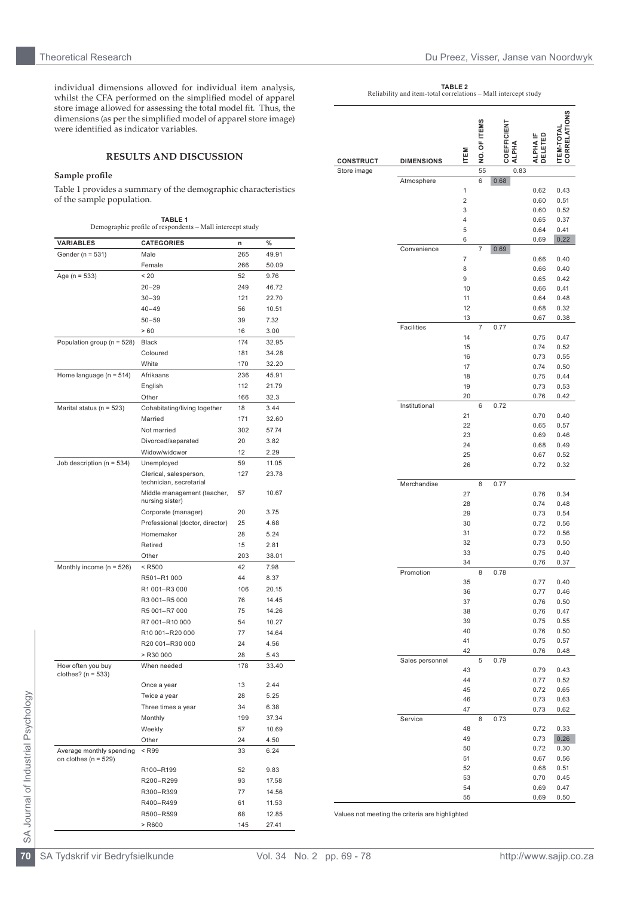individual dimensions allowed for individual item analysis, whilst the CFA performed on the simplified model of apparel store image allowed for assessing the total model fit. Thus, the dimensions (as per the simplified model of apparel store image) were identified as indicator variables.

## RESULTS AND DISCUSSION

### Sample profile

Table 1 provides a summary of the demographic characteristics of the sample population.

**TABLE 1**
Demographic profile of respondents – Mall intercept study

| VARIABLES | CATEGORIES | n | % |
|---|---|---|---|
| Gender (n = 531) | Male | 265 | 49.91 |
| | Female | 266 | 50.09 |
| Age (n = 533) | < 20 | 52 | 9.76 |
| | 20–29 | 249 | 46.72 |
| | 30–39 | 121 | 22.70 |
| | 40–49 | 56 | 10.51 |
| | 50–59 | 39 | 7.32 |
| | > 60 | 16 | 3.00 |
| Population group (n = 528) | Black | 174 | 32.95 |
| | Coloured | 181 | 34.28 |
| | White | 170 | 32.20 |
| Home language (n = 514) | Afrikaans | 236 | 45.91 |
| | English | 112 | 21.79 |
| | Other | 166 | 32.3 |
| Marital status (n = 523) | Cohabitating/living together | 18 | 3.44 |
| | Married | 171 | 32.60 |
| | Not married | 302 | 57.74 |
| | Divorced/separated | 20 | 3.82 |
| | Widow/widower | 12 | 2.29 |
| Job description (n = 534) | Unemployed | 59 | 11.05 |
| | Clerical, salesperson, technician, secretarial | 127 | 23.78 |
| | Middle management (teacher, nursing sister) | 57 | 10.67 |
| | Corporate (manager) | 20 | 3.75 |
| | Professional (doctor, director) | 25 | 4.68 |
| | Homemaker | 28 | 5.24 |
| | Retired | 15 | 2.81 |
| | Other | 203 | 38.01 |
| Monthly income (n = 526) | < R500 | 42 | 7.98 |
| | R501–R1 000 | 44 | 8.37 |
| | R1 001–R3 000 | 106 | 20.15 |
| | R3 001–R5 000 | 76 | 14.45 |
| | R5 001–R7 000 | 75 | 14.26 |
| | R7 001–R10 000 | 54 | 10.27 |
| | R10 001–R20 000 | 77 | 14.64 |
| | R20 001–R30 000 | 24 | 4.56 |
| | > R30 000 | 28 | 5.43 |
| How often you buy clothes? (n = 533) | When needed | 178 | 33.40 |
| | Once a year | 13 | 2.44 |
| | Twice a year | 28 | 5.25 |
| | Three times a year | 34 | 6.38 |
| | Monthly | 199 | 37.34 |
| | Weekly | 57 | 10.69 |
| | Other | 24 | 4.50 |
| Average monthly spending on clothes (n = 529) | < R99 | 33 | 6.24 |
| | R100–R199 | 52 | 9.83 |
| | R200–R299 | 93 | 17.58 |
| | R300–R399 | 77 | 14.56 |
| | R400–R499 | 61 | 11.53 |
| | R500–R599 | 68 | 12.85 |
| | > R600 | 145 | 27.41 |

**TABLE 2**
Reliability and item-total correlations – Mall intercept study

| CONSTRUCT | DIMENSIONS | ITEM | NO. OF ITEMS | COEFFICIENT ALPHA | ALPHA IF DELETED | ITEM-TOTAL CORRELATIONS |
|---|---|---|---|---|---|---|
| Store image | | | 55 | 0.83 | | |
| | Atmosphere | | 6 | **0.68** | | |
| | | 1 | | | 0.62 | 0.43 |
| | | 2 | | | 0.60 | 0.51 |
| | | 3 | | | 0.60 | 0.52 |
| | | 4 | | | 0.65 | 0.37 |
| | | 5 | | | 0.64 | 0.41 |
| | | 6 | | | 0.69 | **0.22** |
| | Convenience | | 7 | **0.69** | | |
| | | 7 | | | 0.66 | 0.40 |
| | | 8 | | | 0.66 | 0.40 |
| | | 9 | | | 0.65 | 0.42 |
| | | 10 | | | 0.66 | 0.41 |
| | | 11 | | | 0.64 | 0.48 |
| | | 12 | | | 0.68 | 0.32 |
| | | 13 | | | 0.67 | 0.38 |
| | Facilities | | 7 | 0.77 | | |
| | | 14 | | | 0.75 | 0.47 |
| | | 15 | | | 0.74 | 0.52 |
| | | 16 | | | 0.73 | 0.55 |
| | | 17 | | | 0.74 | 0.50 |
| | | 18 | | | 0.75 | 0.44 |
| | | 19 | | | 0.73 | 0.53 |
| | | 20 | | | 0.76 | 0.42 |
| | Institutional | | 6 | 0.72 | | |
| | | 21 | | | 0.70 | 0.40 |
| | | 22 | | | 0.65 | 0.57 |
| | | 23 | | | 0.69 | 0.46 |
| | | 24 | | | 0.68 | 0.49 |
| | | 25 | | | 0.67 | 0.52 |
| | | 26 | | | 0.72 | 0.32 |
| | Merchandise | | 8 | 0.77 | | |
| | | 27 | | | 0.76 | 0.34 |
| | | 28 | | | 0.74 | 0.48 |
| | | 29 | | | 0.73 | 0.54 |
| | | 30 | | | 0.72 | 0.56 |
| | | 31 | | | 0.72 | 0.56 |
| | | 32 | | | 0.73 | 0.50 |
| | | 33 | | | 0.75 | 0.40 |
| | | 34 | | | 0.76 | 0.37 |
| | Promotion | | 8 | 0.78 | | |
| | | 35 | | | 0.77 | 0.40 |
| | | 36 | | | 0.77 | 0.46 |
| | | 37 | | | 0.76 | 0.50 |
| | | 38 | | | 0.76 | 0.47 |
| | | 39 | | | 0.75 | 0.55 |
| | | 40 | | | 0.76 | 0.50 |
| | | 41 | | | 0.75 | 0.57 |
| | | 42 | | | 0.76 | 0.48 |
| | Sales personnel | | 5 | 0.79 | | |
| | | 43 | | | 0.79 | 0.43 |
| | | 44 | | | 0.77 | 0.52 |
| | | 45 | | | 0.72 | 0.65 |
| | | 46 | | | 0.73 | 0.63 |
| | | 47 | | | 0.73 | 0.62 |
| | Service | | 8 | 0.73 | | |
| | | 48 | | | 0.72 | 0.33 |
| | | 49 | | | 0.73 | **0.26** |
| | | 50 | | | 0.72 | 0.30 |
| | | 51 | | | 0.67 | 0.56 |
| | | 52 | | | 0.68 | 0.51 |
| | | 53 | | | 0.70 | 0.45 |
| | | 54 | | | 0.69 | 0.47 |
| | | 55 | | | 0.69 | 0.50 |

Values not meeting the criteria are highlighted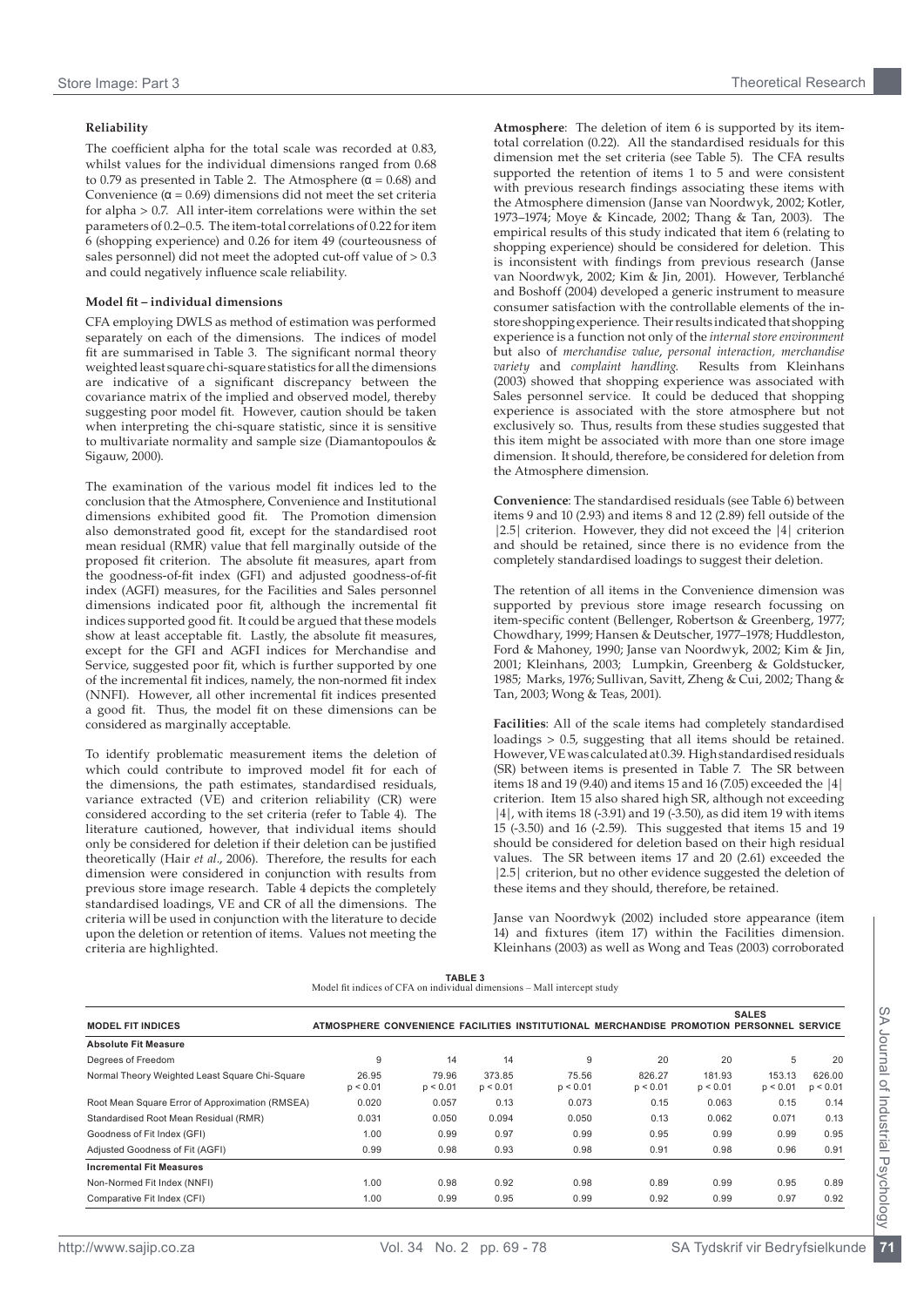**Reliability**

The coefficient alpha for the total scale was recorded at 0.83, whilst values for the individual dimensions ranged from 0.68 to 0.79 as presented in Table 2. The Atmosphere ($\alpha$ = 0.68) and Convenience ($\alpha$ = 0.69) dimensions did not meet the set criteria for alpha > 0.7. All inter-item correlations were within the set parameters of 0.2–0.5. The item-total correlations of 0.22 for item 6 (shopping experience) and 0.26 for item 49 (courteousness of sales personnel) did not meet the adopted cut-off value of > 0.3 and could negatively influence scale reliability.

**Model fit – individual dimensions**

CFA employing DWLS as method of estimation was performed separately on each of the dimensions. The indices of model fit are summarised in Table 3. The significant normal theory weighted least square chi-square statistics for all the dimensions are indicative of a significant discrepancy between the covariance matrix of the implied and observed model, thereby suggesting poor model fit. However, caution should be taken when interpreting the chi-square statistic, since it is sensitive to multivariate normality and sample size (Diamantopoulos & Sigauw, 2000).

The examination of the various model fit indices led to the conclusion that the Atmosphere, Convenience and Institutional dimensions exhibited good fit. The Promotion dimension also demonstrated good fit, except for the standardised root mean residual (RMR) value that fell marginally outside of the proposed fit criterion. The absolute fit measures, apart from the goodness-of-fit index (GFI) and adjusted goodness-of-fit index (AGFI) measures, for the Facilities and Sales personnel dimensions indicated poor fit, although the incremental fit indices supported good fit. It could be argued that these models show at least acceptable fit. Lastly, the absolute fit measures, except for the GFI and AGFI indices for Merchandise and Service, suggested poor fit, which is further supported by one of the incremental fit indices, namely, the non-normed fit index (NNFI). However, all other incremental fit indices presented a good fit. Thus, the model fit on these dimensions can be considered as marginally acceptable.

To identify problematic measurement items the deletion of which could contribute to improved model fit for each of the dimensions, the path estimates, standardised residuals, variance extracted (VE) and criterion reliability (CR) were considered according to the set criteria (refer to Table 4). The literature cautioned, however, that individual items should only be considered for deletion if their deletion can be justified theoretically (Hair *et al*., 2006). Therefore, the results for each dimension were considered in conjunction with results from previous store image research. Table 4 depicts the completely standardised loadings, VE and CR of all the dimensions. The criteria will be used in conjunction with the literature to decide upon the deletion or retention of items. Values not meeting the criteria are highlighted.

**Atmosphere**: The deletion of item 6 is supported by its item-total correlation (0.22). All the standardised residuals for this dimension met the set criteria (see Table 5). The CFA results supported the retention of items 1 to 5 and were consistent with previous research findings associating these items with the Atmosphere dimension (Janse van Noordwyk, 2002; Kotler, 1973–1974; Moye & Kincade, 2002; Thang & Tan, 2003). The empirical results of this study indicated that item 6 (relating to shopping experience) should be considered for deletion. This is inconsistent with findings from previous research (Janse van Noordwyk, 2002; Kim & Jin, 2001). However, Terblanché and Boshoff (2004) developed a generic instrument to measure consumer satisfaction with the controllable elements of the in-store shopping experience. Their results indicated that shopping experience is a function not only of the *internal store environment* but also of *merchandise value*, *personal interaction, merchandise variety* and *complaint handling.* Results from Kleinhans (2003) showed that shopping experience was associated with Sales personnel service. It could be deduced that shopping experience is associated with the store atmosphere but not exclusively so. Thus, results from these studies suggested that this item might be associated with more than one store image dimension. It should, therefore, be considered for deletion from the Atmosphere dimension.

**Convenience**: The standardised residuals (see Table 6) between items 9 and 10 (2.93) and items 8 and 12 (2.89) fell outside of the |2.5| criterion. However, they did not exceed the |4| criterion and should be retained, since there is no evidence from the completely standardised loadings to suggest their deletion.

The retention of all items in the Convenience dimension was supported by previous store image research focussing on item-specific content (Bellenger, Robertson & Greenberg, 1977; Chowdhary, 1999; Hansen & Deutscher, 1977–1978; Huddleston, Ford & Mahoney, 1990; Janse van Noordwyk, 2002; Kim & Jin, 2001; Kleinhans, 2003; Lumpkin, Greenberg & Goldstucker, 1985; Marks, 1976; Sullivan, Savitt, Zheng & Cui, 2002; Thang & Tan, 2003; Wong & Teas, 2001).

**Facilities**: All of the scale items had completely standardised loadings > 0.5, suggesting that all items should be retained. However, VE was calculated at 0.39. High standardised residuals (SR) between items is presented in Table 7. The SR between items 18 and 19 (9.40) and items 15 and 16 (7.05) exceeded the |4| criterion. Item 15 also shared high SR, although not exceeding |4|, with items 18 (-3.91) and 19 (-3.50), as did item 19 with items 15 (-3.50) and 16 (-2.59). This suggested that items 15 and 19 should be considered for deletion based on their high residual values. The SR between items 17 and 20 (2.61) exceeded the |2.5| criterion, but no other evidence suggested the deletion of these items and they should, therefore, be retained.

Janse van Noordwyk (2002) included store appearance (item 14) and fixtures (item 17) within the Facilities dimension. Kleinhans (2003) as well as Wong and Teas (2003) corroborated

**TABLE 3**
Model fit indices of CFA on individual dimensions – Mall intercept study

| MODEL FIT INDICES | ATMOSPHERE | CONVENIENCE | FACILITIES | INSTITUTIONAL | MERCHANDISE | PROMOTION | SALES PERSONNEL | SERVICE |
|---|---|---|---|---|---|---|---|---|
| **Absolute Fit Measure** | | | | | | | | |
| Degrees of Freedom | 9 | 14 | 14 | 9 | 20 | 20 | 5 | 20 |
| Normal Theory Weighted Least Square Chi-Square | 26.95 $p < 0.01$ | 79.96 $p < 0.01$ | 373.85 $p < 0.01$ | 75.56 $p < 0.01$ | 826.27 $p < 0.01$ | 181.93 $p < 0.01$ | 153.13 $p < 0.01$ | 626.00 $p < 0.01$ |
| Root Mean Square Error of Approximation (RMSEA) | 0.020 | 0.057 | 0.13 | 0.073 | 0.15 | 0.063 | 0.15 | 0.14 |
| Standardised Root Mean Residual (RMR) | 0.031 | 0.050 | 0.094 | 0.050 | 0.13 | 0.062 | 0.071 | 0.13 |
| Goodness of Fit Index (GFI) | 1.00 | 0.99 | 0.97 | 0.99 | 0.95 | 0.99 | 0.99 | 0.95 |
| Adjusted Goodness of Fit (AGFI) | 0.99 | 0.98 | 0.93 | 0.98 | 0.91 | 0.98 | 0.96 | 0.91 |
| **Incremental Fit Measures** | | | | | | | | |
| Non-Normed Fit Index (NNFI) | 1.00 | 0.98 | 0.92 | 0.98 | 0.89 | 0.99 | 0.95 | 0.89 |
| Comparative Fit Index (CFI) | 1.00 | 0.99 | 0.95 | 0.99 | 0.92 | 0.99 | 0.97 | 0.92 |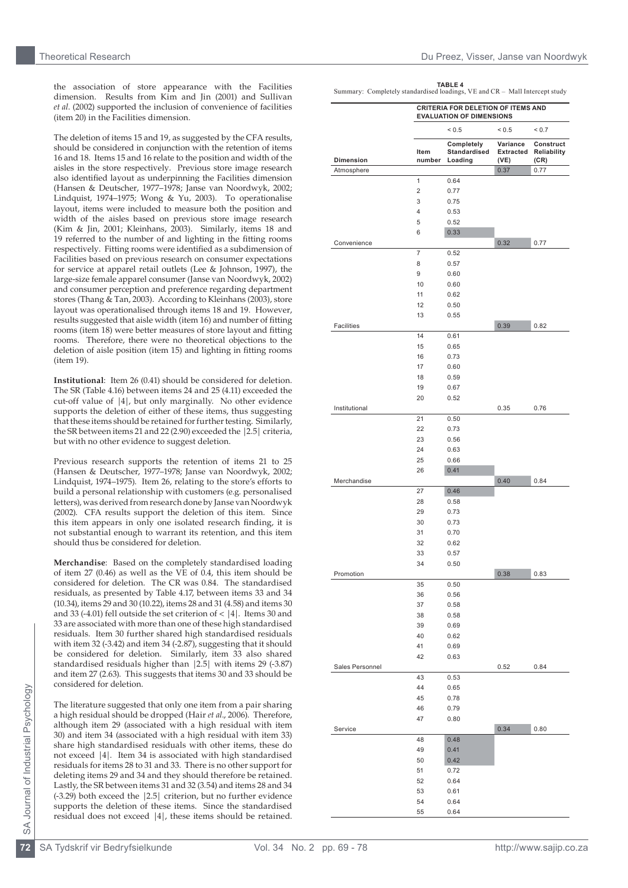the association of store appearance with the Facilities dimension. Results from Kim and Jin (2001) and Sullivan *et al*. (2002) supported the inclusion of convenience of facilities (item 20) in the Facilities dimension.

The deletion of items 15 and 19, as suggested by the CFA results, should be considered in conjunction with the retention of items 16 and 18. Items 15 and 16 relate to the position and width of the aisles in the store respectively. Previous store image research also identified layout as underpinning the Facilities dimension (Hansen & Deutscher, 1977–1978; Janse van Noordwyk, 2002; Lindquist, 1974–1975; Wong & Yu, 2003). To operationalise layout, items were included to measure both the position and width of the aisles based on previous store image research (Kim & Jin, 2001; Kleinhans, 2003). Similarly, items 18 and 19 referred to the number of and lighting in the fitting rooms respectively. Fitting rooms were identified as a subdimension of Facilities based on previous research on consumer expectations for service at apparel retail outlets (Lee & Johnson, 1997), the large-size female apparel consumer (Janse van Noordwyk, 2002) and consumer perception and preference regarding department stores (Thang & Tan, 2003). According to Kleinhans (2003), store layout was operationalised through items 18 and 19. However, results suggested that aisle width (item 16) and number of fitting rooms (item 18) were better measures of store layout and fitting rooms. Therefore, there were no theoretical objections to the deletion of aisle position (item 15) and lighting in fitting rooms (item 19).

**Institutional**: Item 26 (0.41) should be considered for deletion. The SR (Table 4.16) between items 24 and 25 (4.11) exceeded the cut-off value of |4|, but only marginally. No other evidence supports the deletion of either of these items, thus suggesting that these items should be retained for further testing. Similarly, the SR between items 21 and 22 (2.90) exceeded the |2.5| criteria, but with no other evidence to suggest deletion.

Previous research supports the retention of items 21 to 25 (Hansen & Deutscher, 1977–1978; Janse van Noordwyk, 2002; Lindquist, 1974–1975). Item 26, relating to the store's efforts to build a personal relationship with customers (e.g. personalised letters), was derived from research done by Janse van Noordwyk (2002). CFA results support the deletion of this item. Since this item appears in only one isolated research finding, it is not substantial enough to warrant its retention, and this item should thus be considered for deletion.

**Merchandise**: Based on the completely standardised loading of item 27 (0.46) as well as the VE of 0.4, this item should be considered for deletion. The CR was 0.84. The standardised residuals, as presented by Table 4.17, between items 33 and 34 (10.34), items 29 and 30 (10.22), items 28 and 31 (4.58) and items 30 and 33 (-4.01) fell outside the set criterion of < |4|. Items 30 and 33 are associated with more than one of these high standardised residuals. Item 30 further shared high standardised residuals with item 32 (-3.42) and item 34 (-2.87), suggesting that it should be considered for deletion. Similarly, item 33 also shared standardised residuals higher than |2.5| with items 29 (-3.87) and item 27 (2.63). This suggests that items 30 and 33 should be considered for deletion.

The literature suggested that only one item from a pair sharing a high residual should be dropped (Hair *et al*., 2006). Therefore, although item 29 (associated with a high residual with item 30) and item 34 (associated with a high residual with item 33) share high standardised residuals with other items, these do not exceed |4|. Item 34 is associated with high standardised residuals for items 28 to 31 and 33. There is no other support for deleting items 29 and 34 and they should therefore be retained. Lastly, the SR between items 31 and 32 (3.54) and items 28 and 34 (-3.29) both exceed the |2.5| criterion, but no further evidence supports the deletion of these items. Since the standardised residual does not exceed |4|, these items should be retained.

**TABLE 4**
Summary: Completely standardised loadings, VE and CR – Mall Intercept study

| | CRITERIA FOR DELETION OF ITEMS AND EVALUATION OF DIMENSIONS | | | |
|---|---|---|---|---|
| | | < 0.5 | < 0.5 | < 0.7 |
| Dimension | Item number | Completely Standardised Loading | Variance Extracted (VE) | Construct Reliability (CR) |
| Atmosphere | | | 0.37 | 0.77 |
| | 1 | 0.64 | | |
| | 2 | 0.77 | | |
| | 3 | 0.75 | | |
| | 4 | 0.53 | | |
| | 5 | 0.52 | | |
| | 6 | 0.33 | | |
| Convenience | | | 0.32 | 0.77 |
| | 7 | 0.52 | | |
| | 8 | 0.57 | | |
| | 9 | 0.60 | | |
| | 10 | 0.60 | | |
| | 11 | 0.62 | | |
| | 12 | 0.50 | | |
| | 13 | 0.55 | | |
| Facilities | | | 0.39 | 0.82 |
| | 14 | 0.61 | | |
| | 15 | 0.65 | | |
| | 16 | 0.73 | | |
| | 17 | 0.60 | | |
| | 18 | 0.59 | | |
| | 19 | 0.67 | | |
| | 20 | 0.52 | | |
| Institutional | | | 0.35 | 0.76 |
| | 21 | 0.50 | | |
| | 22 | 0.73 | | |
| | 23 | 0.56 | | |
| | 24 | 0.63 | | |
| | 25 | 0.66 | | |
| | 26 | 0.41 | | |
| Merchandise | | | 0.40 | 0.84 |
| | 27 | 0.46 | | |
| | 28 | 0.58 | | |
| | 29 | 0.73 | | |
| | 30 | 0.73 | | |
| | 31 | 0.70 | | |
| | 32 | 0.62 | | |
| | 33 | 0.57 | | |
| | 34 | 0.50 | | |
| Promotion | | | 0.38 | 0.83 |
| | 35 | 0.50 | | |
| | 36 | 0.56 | | |
| | 37 | 0.58 | | |
| | 38 | 0.58 | | |
| | 39 | 0.69 | | |
| | 40 | 0.62 | | |
| | 41 | 0.69 | | |
| | 42 | 0.63 | | |
| Sales Personnel | | | 0.52 | 0.84 |
| | 43 | 0.53 | | |
| | 44 | 0.65 | | |
| | 45 | 0.78 | | |
| | 46 | 0.79 | | |
| | 47 | 0.80 | | |
| Service | | | 0.34 | 0.80 |
| | 48 | 0.48 | | |
| | 49 | 0.41 | | |
| | 50 | 0.42 | | |
| | 51 | 0.72 | | |
| | 52 | 0.64 | | |
| | 53 | 0.61 | | |
| | 54 | 0.64 | | |
| | 55 | 0.64 | | |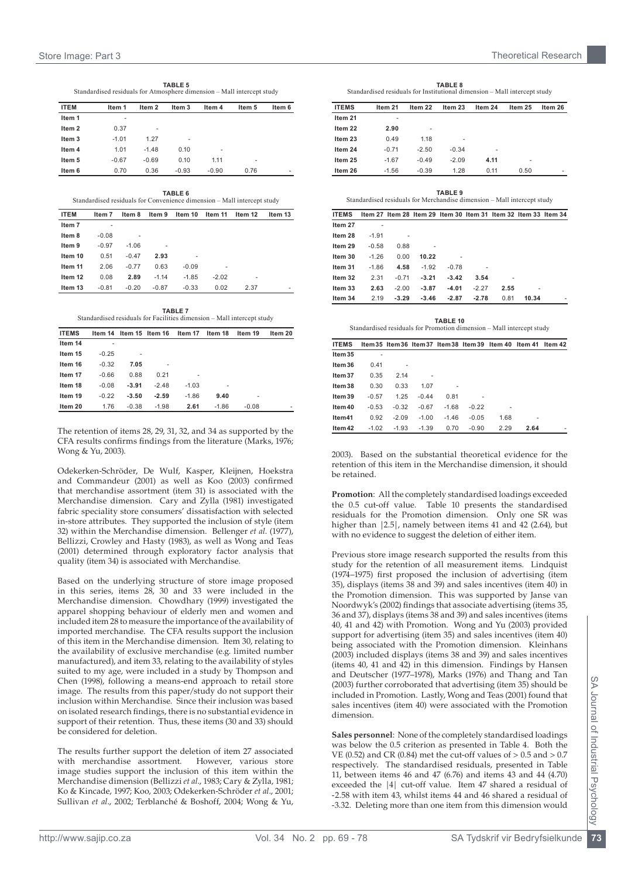**TABLE 5**
Standardised residuals for Atmosphere dimension – Mall intercept study

| ITEM | Item 1 | Item 2 | Item 3 | Item 4 | Item 5 | Item 6 |
|---|---|---|---|---|---|---|
| Item 1 | - | | | | | |
| Item 2 | 0.37 | - | | | | |
| Item 3 | -1.01 | 1.27 | - | | | |
| Item 4 | 1.01 | -1.48 | 0.10 | - | | |
| Item 5 | -0.67 | -0.69 | 0.10 | 1.11 | - | |
| Item 6 | 0.70 | 0.36 | -0.93 | -0.90 | 0.76 | - |

**TABLE 6**
Standardised residuals for Convenience dimension – Mall intercept study

| ITEM | Item 7 | Item 8 | Item 9 | Item 10 | Item 11 | Item 12 | Item 13 |
|---|---|---|---|---|---|---|---|
| Item 7 | - | | | | | | |
| Item 8 | -0.08 | - | | | | | |
| Item 9 | -0.97 | -1.06 | - | | | | |
| Item 10 | 0.51 | -0.47 | **2.93** | - | | | |
| Item 11 | 2.06 | -0.77 | 0.63 | -0.09 | - | | |
| Item 12 | 0.08 | **2.89** | -1.14 | -1.85 | -2.02 | - | |
| Item 13 | -0.81 | -0.20 | -0.87 | -0.33 | 0.02 | 2.37 | - |

**TABLE 7**
Standardised residuals for Facilities dimension – Mall intercept study

| ITEMS | Item 14 | Item 15 | Item 16 | Item 17 | Item 18 | Item 19 | Item 20 |
|---|---|---|---|---|---|---|---|
| Item 14 | - | | | | | | |
| Item 15 | -0.25 | - | | | | | |
| Item 16 | -0.32 | **7.05** | - | | | | |
| Item 17 | -0.66 | 0.88 | 0.21 | - | | | |
| Item 18 | -0.08 | **-3.91** | -2.48 | -1.03 | - | | |
| Item 19 | -0.22 | **-3.50** | **-2.59** | -1.86 | **9.40** | - | |
| Item 20 | 1.76 | -0.38 | -1.98 | **2.61** | -1.86 | -0.08 | - |

The retention of items 28, 29, 31, 32, and 34 as supported by the CFA results confirms findings from the literature (Marks, 1976; Wong & Yu, 2003).

Odekerken-Schröder, De Wulf, Kasper, Kleijnen, Hoekstra and Commandeur (2001) as well as Koo (2003) confirmed that merchandise assortment (item 31) is associated with the Merchandise dimension. Cary and Zylla (1981) investigated fabric speciality store consumers' dissatisfaction with selected in-store attributes. They supported the inclusion of style (item 32) within the Merchandise dimension. Bellenger *et al*. (1977), Bellizzi, Crowley and Hasty (1983), as well as Wong and Teas (2001) determined through exploratory factor analysis that quality (item 34) is associated with Merchandise.

Based on the underlying structure of store image proposed in this series, items 28, 30 and 33 were included in the Merchandise dimension. Chowdhary (1999) investigated the apparel shopping behaviour of elderly men and women and included item 28 to measure the importance of the availability of imported merchandise. The CFA results support the inclusion of this item in the Merchandise dimension. Item 30, relating to the availability of exclusive merchandise (e.g. limited number manufactured), and item 33, relating to the availability of styles suited to my age, were included in a study by Thompson and Chen (1998), following a means-end approach to retail store image. The results from this paper/study do not support their inclusion within Merchandise. Since their inclusion was based on isolated research findings, there is no substantial evidence in support of their retention. Thus, these items (30 and 33) should be considered for deletion.

The results further support the deletion of item 27 associated with merchandise assortment. However, various store image studies support the inclusion of this item within the Merchandise dimension (Bellizzi *et al*., 1983; Cary & Zylla, 1981; Ko & Kincade, 1997; Koo, 2003; Odekerken-Schröder *et al*., 2001; Sullivan *et al*., 2002; Terblanché & Boshoff, 2004; Wong & Yu, 2003). Based on the substantial theoretical evidence for the retention of this item in the Merchandise dimension, it should be retained.

**TABLE 8**
Standardised residuals for Institutional dimension – Mall intercept study

| ITEMS | Item 21 | Item 22 | Item 23 | Item 24 | Item 25 | Item 26 |
|---|---|---|---|---|---|---|
| Item 21 | - | | | | | |
| Item 22 | **2.90** | - | | | | |
| Item 23 | 0.49 | 1.18 | - | | | |
| Item 24 | -0.71 | -2.50 | -0.34 | - | | |
| Item 25 | -1.67 | -0.49 | -2.09 | **4.11** | - | |
| Item 26 | -1.56 | -0.39 | 1.28 | 0.11 | 0.50 | - |

**TABLE 9**
Standardised residuals for Merchandise dimension – Mall intercept study

| ITEMS | Item 27 | Item 28 | Item 29 | Item 30 | Item 31 | Item 32 | Item 33 | Item 34 |
|---|---|---|---|---|---|---|---|---|
| Item 27 | - | | | | | | | |
| Item 28 | -1.91 | - | | | | | | |
| Item 29 | -0.58 | 0.88 | - | | | | | |
| Item 30 | -1.26 | 0.00 | **10.22** | - | | | | |
| Item 31 | -1.86 | **4.58** | -1.92 | -0.78 | - | | | |
| Item 32 | 2.31 | -0.71 | **-3.21** | **-3.42** | **3.54** | - | | |
| Item 33 | **2.63** | -2.00 | **-3.87** | **-4.01** | -2.27 | **2.55** | - | |
| Item 34 | 2.19 | **-3.29** | **-3.46** | **-2.87** | **-2.78** | 0.81 | **10.34** | - |

**TABLE 10**
Standardised residuals for Promotion dimension – Mall intercept study

| ITEMS | Item 35 | Item 36 | Item 37 | Item 38 | Item 39 | Item 40 | Item 41 | Item 42 |
|---|---|---|---|---|---|---|---|---|
| Item 35 | - | | | | | | | |
| Item 36 | 0.41 | - | | | | | | |
| Item 37 | 0.35 | 2.14 | - | | | | | |
| Item 38 | 0.30 | 0.33 | 1.07 | - | | | | |
| Item 39 | -0.57 | 1.25 | -0.44 | 0.81 | - | | | |
| Item 40 | -0.53 | -0.32 | -0.67 | -1.68 | -0.22 | - | | |
| Item 41 | 0.92 | -2.09 | -1.00 | -1.46 | -0.05 | 1.68 | - | |
| Item 42 | -1.02 | -1.93 | -1.39 | 0.70 | -0.90 | 2.29 | **2.64** | - |

**Promotion**: All the completely standardised loadings exceeded the 0.5 cut-off value. Table 10 presents the standardised residuals for the Promotion dimension. Only one SR was higher than |2.5|, namely between items 41 and 42 (2.64), but with no evidence to suggest the deletion of either item.

Previous store image research supported the results from this study for the retention of all measurement items. Lindquist (1974–1975) first proposed the inclusion of advertising (item 35), displays (items 38 and 39) and sales incentives (item 40) in the Promotion dimension. This was supported by Janse van Noordwyk's (2002) findings that associate advertising (items 35, 36 and 37), displays (items 38 and 39) and sales incentives (items 40, 41 and 42) with Promotion. Wong and Yu (2003) provided support for advertising (item 35) and sales incentives (item 40) being associated with the Promotion dimension. Kleinhans (2003) included displays (items 38 and 39) and sales incentives (items 40, 41 and 42) in this dimension. Findings by Hansen and Deutscher (1977–1978), Marks (1976) and Thang and Tan (2003) further corroborated that advertising (item 35) should be included in Promotion. Lastly, Wong and Teas (2001) found that sales incentives (item 40) were associated with the Promotion dimension.

**Sales personnel**: None of the completely standardised loadings was below the 0.5 criterion as presented in Table 4. Both the VE (0.52) and CR (0.84) met the cut-off values of > 0.5 and > 0.7 respectively. The standardised residuals, presented in Table 11, between items 46 and 47 (6.76) and items 43 and 44 (4.70) exceeded the |4| cut-off value. Item 47 shared a residual of -2.58 with item 43, whilst items 44 and 46 shared a residual of -3.32. Deleting more than one item from this dimension would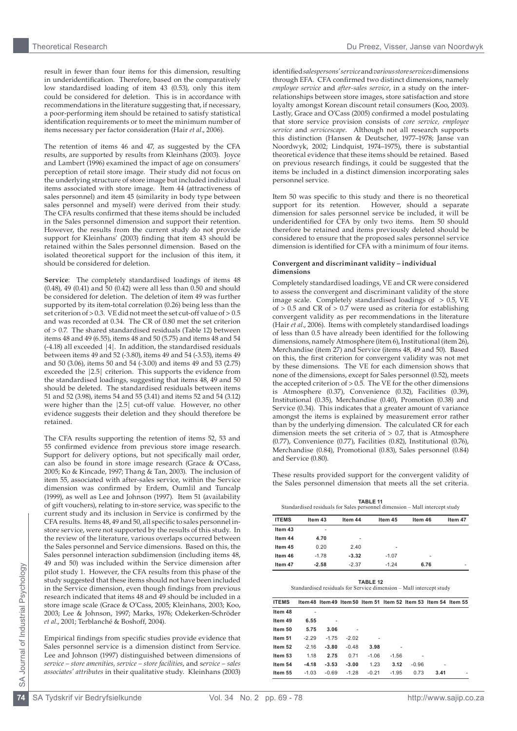result in fewer than four items for this dimension, resulting in underidentification. Therefore, based on the comparatively low standardised loading of item 43 (0.53), only this item could be considered for deletion. This is in accordance with recommendations in the literature suggesting that, if necessary, a poor-performing item should be retained to satisfy statistical identification requirements or to meet the minimum number of items necessary per factor consideration (Hair *et al*., 2006).

The retention of items 46 and 47, as suggested by the CFA results, are supported by results from Kleinhans (2003). Joyce and Lambert (1996) examined the impact of age on consumers' perception of retail store image. Their study did not focus on the underlying structure of store image but included individual items associated with store image. Item 44 (attractiveness of sales personnel) and item 45 (similarity in body type between sales personnel and myself) were derived from their study. The CFA results confirmed that these items should be included in the Sales personnel dimension and support their retention. However, the results from the current study do not provide support for Kleinhans' (2003) finding that item 43 should be retained within the Sales personnel dimension. Based on the isolated theoretical support for the inclusion of this item, it should be considered for deletion.

**Service**: The completely standardised loadings of items 48 (0.48), 49 (0.41) and 50 (0.42) were all less than 0.50 and should be considered for deletion. The deletion of item 49 was further supported by its item-total correlation (0.26) being less than the set criterion of > 0.3. VE did not meet the set cut-off value of > 0.5 and was recorded at 0.34. The CR of 0.80 met the set criterion of > 0.7. The shared standardised residuals (Table 12) between items 48 and 49 (6.55), items 48 and 50 (5.75) and items 48 and 54 (-4.18) all exceeded |4|. In addition, the standardised residuals between items 49 and 52 (-3.80), items 49 and 54 (-3.53), items 49 and 50 (3.06), items 50 and 54 (-3.00) and items 49 and 53 (2.75) exceeded the |2.5| criterion. This supports the evidence from the standardised loadings, suggesting that items 48, 49 and 50 should be deleted. The standardised residuals between items 51 and 52 (3.98), items 54 and 55 (3.41) and items 52 and 54 (3.12) were higher than the |2.5| cut-off value. However, no other evidence suggests their deletion and they should therefore be retained.

The CFA results supporting the retention of items 52, 53 and 55 confirmed evidence from previous store image research. Support for delivery options, but not specifically mail order, can also be found in store image research (Grace & O'Cass, 2005; Ko & Kincade, 1997; Thang & Tan, 2003). The inclusion of item 55, associated with after-sales service, within the Service dimension was confirmed by Erdem, Oumlil and Tuncalp (1999), as well as Lee and Johnson (1997). Item 51 (availability of gift vouchers), relating to in-store service, was specific to the current study and its inclusion in Service is confirmed by the CFA results. Items 48, 49 and 50, all specific to sales personnel in-store service, were not supported by the results of this study. In the review of the literature, various overlaps occurred between the Sales personnel and Service dimensions. Based on this, the Sales personnel interaction subdimension (including items 48, 49 and 50) was included within the Service dimension after pilot study 1. However, the CFA results from this phase of the study suggested that these items should not have been included in the Service dimension, even though findings from previous research indicated that items 48 and 49 should be included in a store image scale (Grace & O'Cass, 2005; Kleinhans, 2003; Koo, 2003; Lee & Johnson, 1997; Marks, 1976; Odekerken-Schröder *et al*., 2001; Terblanché & Boshoff, 2004).

Empirical findings from specific studies provide evidence that Sales personnel service is a dimension distinct from Service. Lee and Johnson (1997) distinguished between dimensions of *service – store amenities, service – store facilities*, and *service – sales associates' attributes* in their qualitative study. Kleinhans (2003) identified *salespersons' service* and *various store services* dimensions through EFA. CFA confirmed two distinct dimensions, namely *employee service* and *after-sales service*, in a study on the inter-relationships between store images, store satisfaction and store loyalty amongst Korean discount retail consumers (Koo, 2003). Lastly, Grace and O'Cass (2005) confirmed a model postulating that store service provision consists of *core service, employee service* and *servicescape*. Although not all research supports this distinction (Hansen & Deutscher, 1977–1978; Janse van Noordwyk, 2002; Lindquist, 1974–1975), there is substantial theoretical evidence that these items should be retained. Based on previous research findings, it could be suggested that the items be included in a distinct dimension incorporating sales personnel service.

Item 50 was specific to this study and there is no theoretical support for its retention. However, should a separate dimension for sales personnel service be included, it will be underidentified for CFA by only two items. Item 50 should therefore be retained and items previously deleted should be considered to ensure that the proposed sales personnel service dimension is identified for CFA with a minimum of four items.

#### Convergent and discriminant validity – individual dimensions

Completely standardised loadings, VE and CR were considered to assess the convergent and discriminant validity of the store image scale. Completely standardised loadings of > 0.5, VE of > 0.5 and CR of > 0.7 were used as criteria for establishing convergent validity as per recommendations in the literature (Hair *et al*., 2006). Items with completely standardised loadings of less than 0.5 have already been identified for the following dimensions, namely Atmosphere (item 6), Institutional (item 26), Merchandise (item 27) and Service (items 48, 49 and 50). Based on this, the first criterion for convergent validity was not met by these dimensions. The VE for each dimension shows that none of the dimensions, except for Sales personnel (0.52), meets the accepted criterion of > 0.5. The VE for the other dimensions is Atmosphere (0.37), Convenience (0.32), Facilities (0.39), Institutional (0.35), Merchandise (0.40), Promotion (0.38) and Service (0.34). This indicates that a greater amount of variance amongst the items is explained by measurement error rather than by the underlying dimension. The calculated CR for each dimension meets the set criteria of > 0.7, that is Atmosphere (0.77), Convenience (0.77), Facilities (0.82), Institutional (0.76), Merchandise (0.84), Promotional (0.83), Sales personnel (0.84) and Service (0.80).

These results provided support for the convergent validity of the Sales personnel dimension that meets all the set criteria.

**TABLE 11**
Standardised residuals for Sales personnel dimension – Mall intercept study

| ITEMS | Item 43 | Item 44 | Item 45 | Item 46 | Item 47 |
|---|---|---|---|---|---|
| Item 43 | - | | | | |
| Item 44 | **4.70** | - | | | |
| Item 45 | 0.20 | 2.40 | - | | |
| Item 46 | -1.78 | **-3.32** | -1.07 | - | |
| Item 47 | **-2.58** | -2.37 | -1.24 | **6.76** | - |

**TABLE 12**
Standardised residuals for Service dimension – Mall intercept study

| ITEMS | Item 48 | Item 49 | Item 50 | Item 51 | Item 52 | Item 53 | Item 54 | Item 55 |
|---|---|---|---|---|---|---|---|---|
| Item 48 | - | | | | | | | |
| Item 49 | **6.55** | - | | | | | | |
| Item 50 | **5.75** | **3.06** | - | | | | | |
| Item 51 | -2.29 | -1.75 | -2.02 | - | | | | |
| Item 52 | -2.16 | **-3.80** | -0.48 | **3.98** | - | | | |
| Item 53 | 1.18 | **2.75** | 0.71 | -1.06 | -1.56 | - | | |
| Item 54 | **-4.18** | **-3.53** | **-3.00** | 1.23 | **3.12** | -0.96 | - | |
| Item 55 | -1.03 | -0.69 | -1.28 | -0.21 | -1.95 | 0.73 | **3.41** | - |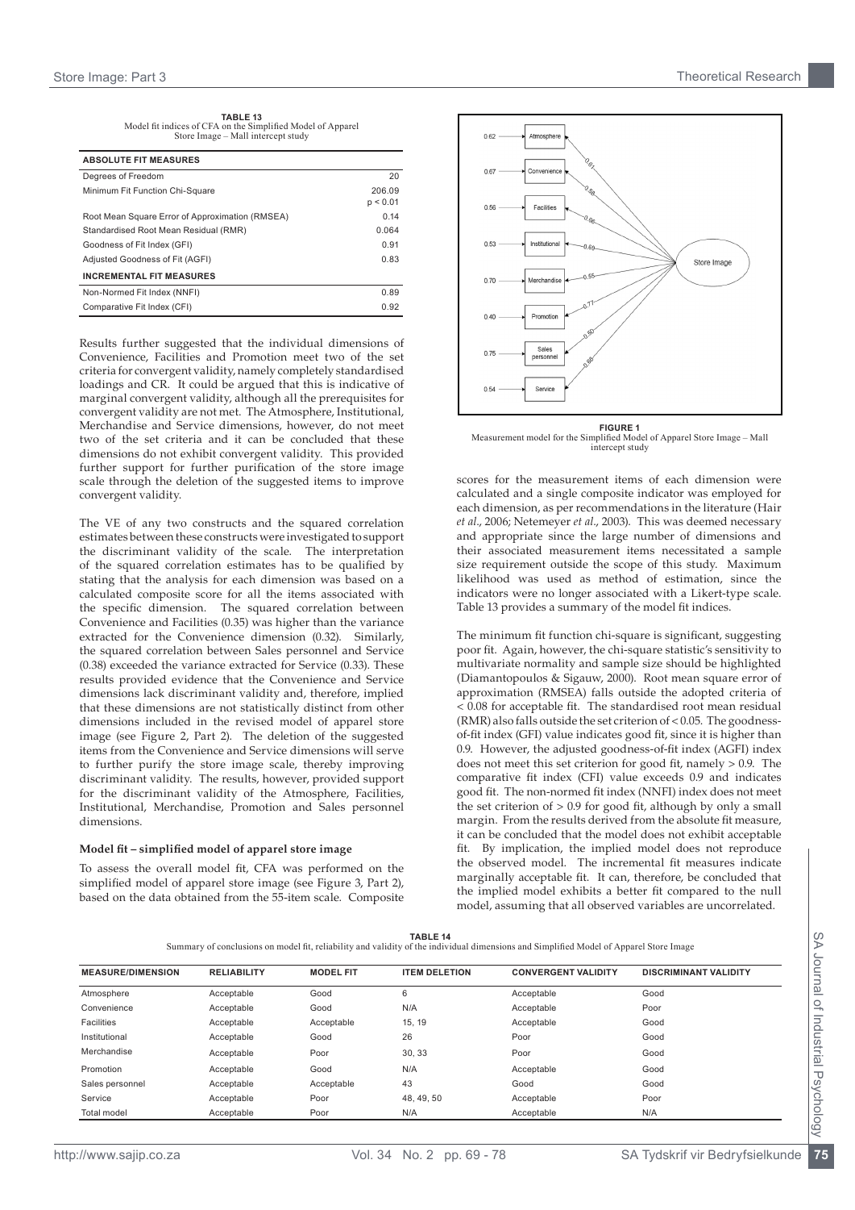**TABLE 13**
Model fit indices of CFA on the Simplified Model of Apparel Store Image – Mall intercept study

| ABSOLUTE FIT MEASURES | |
|---|---|
| Degrees of Freedom | 20 |
| Minimum Fit Function Chi-Square | 206.09 $p < 0.01$ |
| Root Mean Square Error of Approximation (RMSEA) | 0.14 |
| Standardised Root Mean Residual (RMR) | 0.064 |
| Goodness of Fit Index (GFI) | 0.91 |
| Adjusted Goodness of Fit (AGFI) | 0.83 |
| **INCREMENTAL FIT MEASURES** | |
| Non-Normed Fit Index (NNFI) | 0.89 |
| Comparative Fit Index (CFI) | 0.92 |

Results further suggested that the individual dimensions of Convenience, Facilities and Promotion meet two of the set criteria for convergent validity, namely completely standardised loadings and CR. It could be argued that this is indicative of marginal convergent validity, although all the prerequisites for convergent validity are not met. The Atmosphere, Institutional, Merchandise and Service dimensions, however, do not meet two of the set criteria and it can be concluded that these dimensions do not exhibit convergent validity. This provided further support for further purification of the store image scale through the deletion of the suggested items to improve convergent validity.

The VE of any two constructs and the squared correlation estimates between these constructs were investigated to support the discriminant validity of the scale. The interpretation of the squared correlation estimates has to be qualified by stating that the analysis for each dimension was based on a calculated composite score for all the items associated with the specific dimension. The squared correlation between Convenience and Facilities (0.35) was higher than the variance extracted for the Convenience dimension (0.32). Similarly, the squared correlation between Sales personnel and Service (0.38) exceeded the variance extracted for Service (0.33). These results provided evidence that the Convenience and Service dimensions lack discriminant validity and, therefore, implied that these dimensions are not statistically distinct from other dimensions included in the revised model of apparel store image (see Figure 2, Part 2). The deletion of the suggested items from the Convenience and Service dimensions will serve to further purify the store image scale, thereby improving discriminant validity. The results, however, provided support for the discriminant validity of the Atmosphere, Facilities, Institutional, Merchandise, Promotion and Sales personnel dimensions.

### Model fit – simplified model of apparel store image

To assess the overall model fit, CFA was performed on the simplified model of apparel store image (see Figure 3, Part 2), based on the data obtained from the 55-item scale. Composite scores for the measurement items of each dimension were calculated and a single composite indicator was employed for each dimension, as per recommendations in the literature (Hair *et al.*, 2006; Netemeyer *et al.*, 2003). This was deemed necessary and appropriate since the large number of dimensions and their associated measurement items necessitated a sample size requirement outside the scope of this study. Maximum likelihood was used as method of estimation, since the indicators were no longer associated with a Likert-type scale. Table 13 provides a summary of the model fit indices.

The minimum fit function chi-square is significant, suggesting poor fit. Again, however, the chi-square statistic's sensitivity to multivariate normality and sample size should be highlighted (Diamantopoulos & Sigauw, 2000). Root mean square error of approximation (RMSEA) falls outside the adopted criteria of $< 0.08$ for acceptable fit. The standardised root mean residual (RMR) also falls outside the set criterion of $< 0.05$. The goodness-of-fit index (GFI) value indicates good fit, since it is higher than 0.9. However, the adjusted goodness-of-fit index (AGFI) index does not meet this set criterion for good fit, namely $> 0.9$. The comparative fit index (CFI) value exceeds 0.9 and indicates good fit. The non-normed fit index (NNFI) index does not meet the set criterion of $> 0.9$ for good fit, although by only a small margin. From the results derived from the absolute fit measure, it can be concluded that the model does not exhibit acceptable fit. By implication, the implied model does not reproduce the observed model. The incremental fit measures indicate marginally acceptable fit. It can, therefore, be concluded that the implied model exhibits a better fit compared to the null model, assuming that all observed variables are uncorrelated.

**FIGURE 1**
Measurement model for the Simplified Model of Apparel Store Image – Mall intercept study

**TABLE 14**
Summary of conclusions on model fit, reliability and validity of the individual dimensions and Simplified Model of Apparel Store Image

| MEASURE/DIMENSION | RELIABILITY | MODEL FIT | ITEM DELETION | CONVERGENT VALIDITY | DISCRIMINANT VALIDITY |
|---|---|---|---|---|---|
| Atmosphere | Acceptable | Good | 6 | Acceptable | Good |
| Convenience | Acceptable | Good | N/A | Acceptable | Poor |
| Facilities | Acceptable | Acceptable | 15, 19 | Acceptable | Good |
| Institutional | Acceptable | Good | 26 | Poor | Good |
| Merchandise | Acceptable | Poor | 30, 33 | Poor | Good |
| Promotion | Acceptable | Good | N/A | Acceptable | Good |
| Sales personnel | Acceptable | Acceptable | 43 | Good | Good |
| Service | Acceptable | Poor | 48, 49, 50 | Acceptable | Poor |
| Total model | Acceptable | Poor | N/A | Acceptable | N/A |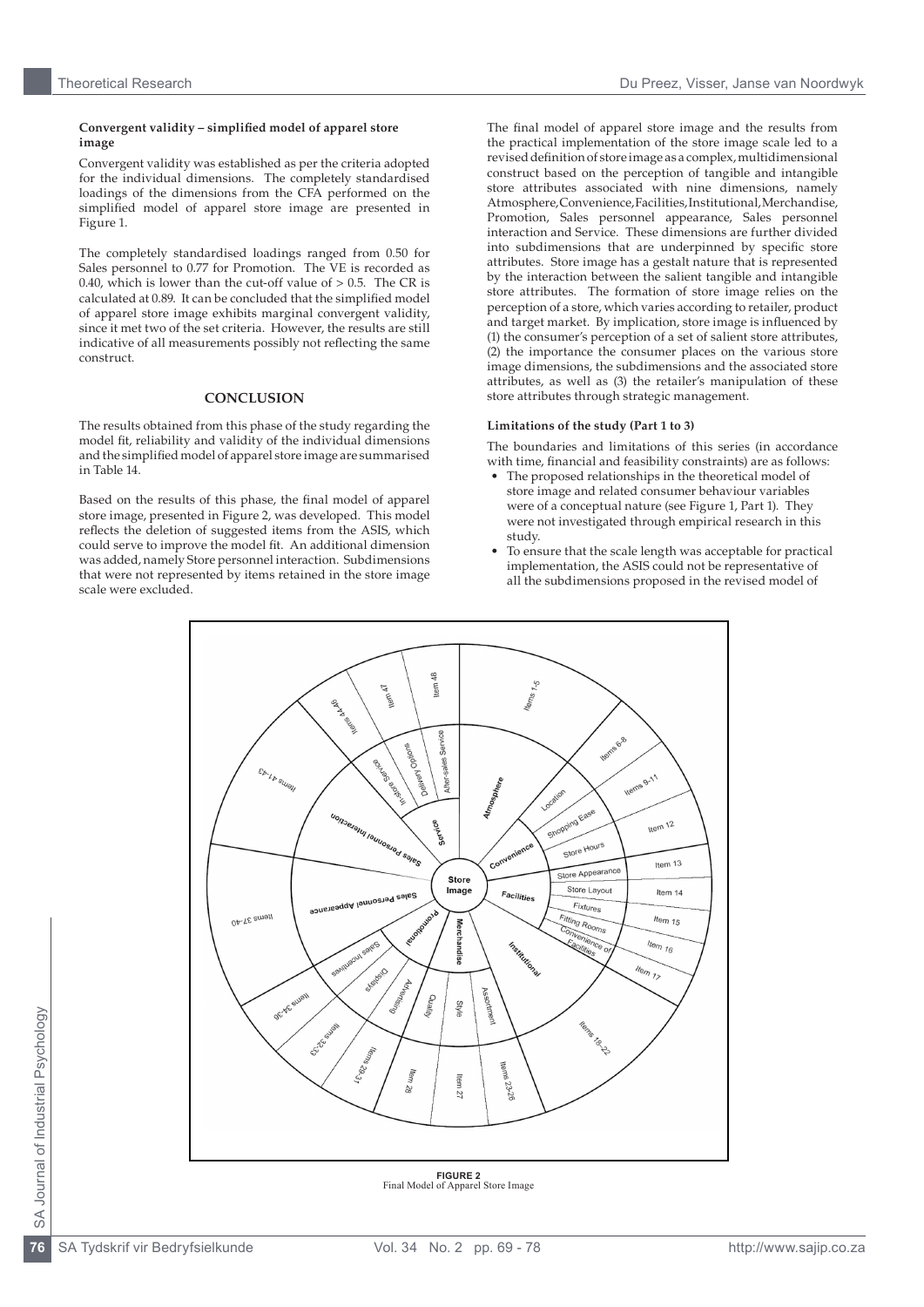**Convergent validity – simplified model of apparel store image**

Convergent validity was established as per the criteria adopted for the individual dimensions. The completely standardised loadings of the dimensions from the CFA performed on the simplified model of apparel store image are presented in Figure 1.

The completely standardised loadings ranged from 0.50 for Sales personnel to 0.77 for Promotion. The VE is recorded as 0.40, which is lower than the cut-off value of > 0.5. The CR is calculated at 0.89. It can be concluded that the simplified model of apparel store image exhibits marginal convergent validity, since it met two of the set criteria. However, the results are still indicative of all measurements possibly not reflecting the same construct.

## CONCLUSION

The results obtained from this phase of the study regarding the model fit, reliability and validity of the individual dimensions and the simplified model of apparel store image are summarised in Table 14.

Based on the results of this phase, the final model of apparel store image, presented in Figure 2, was developed. This model reflects the deletion of suggested items from the ASIS, which could serve to improve the model fit. An additional dimension was added, namely Store personnel interaction. Subdimensions that were not represented by items retained in the store image scale were excluded.

The final model of apparel store image and the results from the practical implementation of the store image scale led to a revised definition of store image as a complex, multidimensional construct based on the perception of tangible and intangible store attributes associated with nine dimensions, namely Atmosphere, Convenience, Facilities, Institutional, Merchandise, Promotion, Sales personnel appearance, Sales personnel interaction and Service. These dimensions are further divided into subdimensions that are underpinned by specific store attributes. Store image has a gestalt nature that is represented by the interaction between the salient tangible and intangible store attributes. The formation of store image relies on the perception of a store, which varies according to retailer, product and target market. By implication, store image is influenced by (1) the consumer's perception of a set of salient store attributes, (2) the importance the consumer places on the various store image dimensions, the subdimensions and the associated store attributes, as well as (3) the retailer's manipulation of these store attributes through strategic management.

**Limitations of the study (Part 1 to 3)**

The boundaries and limitations of this series (in accordance with time, financial and feasibility constraints) are as follows:

- The proposed relationships in the theoretical model of store image and related consumer behaviour variables were of a conceptual nature (see Figure 1, Part 1). They were not investigated through empirical research in this study.
- To ensure that the scale length was acceptable for practical implementation, the ASIS could not be representative of all the subdimensions proposed in the revised model of

**FIGURE 2**
Final Model of Apparel Store Image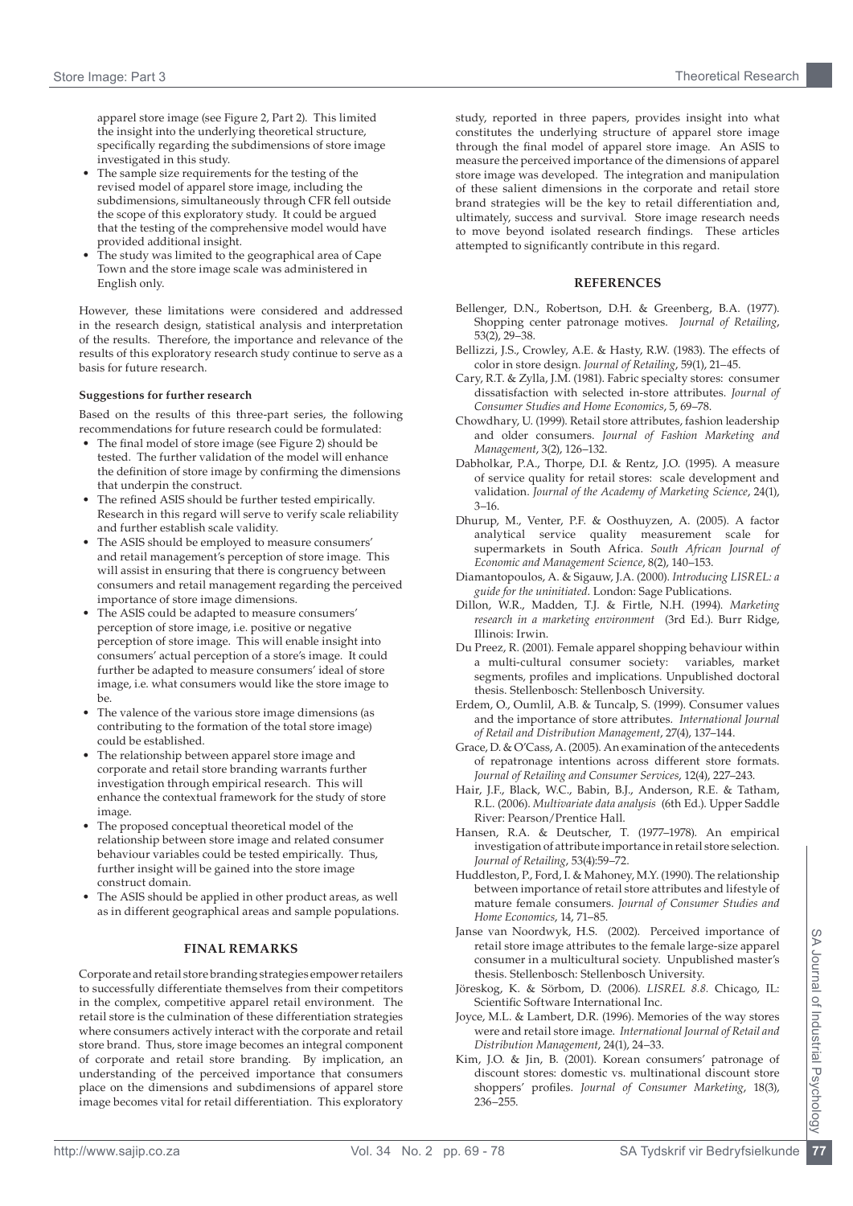apparel store image (see Figure 2, Part 2). This limited the insight into the underlying theoretical structure, specifically regarding the subdimensions of store image investigated in this study.

- The sample size requirements for the testing of the revised model of apparel store image, including the subdimensions, simultaneously through CFR fell outside the scope of this exploratory study. It could be argued that the testing of the comprehensive model would have provided additional insight.
- The study was limited to the geographical area of Cape Town and the store image scale was administered in English only.

However, these limitations were considered and addressed in the research design, statistical analysis and interpretation of the results. Therefore, the importance and relevance of the results of this exploratory research study continue to serve as a basis for future research.

**Suggestions for further research**

Based on the results of this three-part series, the following recommendations for future research could be formulated:

- The final model of store image (see Figure 2) should be tested. The further validation of the model will enhance the definition of store image by confirming the dimensions that underpin the construct.
- The refined ASIS should be further tested empirically. Research in this regard will serve to verify scale reliability and further establish scale validity.
- The ASIS should be employed to measure consumers' and retail management's perception of store image. This will assist in ensuring that there is congruency between consumers and retail management regarding the perceived importance of store image dimensions.
- The ASIS could be adapted to measure consumers' perception of store image, i.e. positive or negative perception of store image. This will enable insight into consumers' actual perception of a store's image. It could further be adapted to measure consumers' ideal of store image, i.e. what consumers would like the store image to be.
- The valence of the various store image dimensions (as contributing to the formation of the total store image) could be established.
- The relationship between apparel store image and corporate and retail store branding warrants further investigation through empirical research. This will enhance the contextual framework for the study of store image.
- The proposed conceptual theoretical model of the relationship between store image and related consumer behaviour variables could be tested empirically. Thus, further insight will be gained into the store image construct domain.
- The ASIS should be applied in other product areas, as well as in different geographical areas and sample populations.

## FINAL REMARKS

Corporate and retail store branding strategies empower retailers to successfully differentiate themselves from their competitors in the complex, competitive apparel retail environment. The retail store is the culmination of these differentiation strategies where consumers actively interact with the corporate and retail store brand. Thus, store image becomes an integral component of corporate and retail store branding. By implication, an understanding of the perceived importance that consumers place on the dimensions and subdimensions of apparel store image becomes vital for retail differentiation. This exploratory study, reported in three papers, provides insight into what constitutes the underlying structure of apparel store image through the final model of apparel store image. An ASIS to measure the perceived importance of the dimensions of apparel store image was developed. The integration and manipulation of these salient dimensions in the corporate and retail store brand strategies will be the key to retail differentiation and, ultimately, success and survival. Store image research needs to move beyond isolated research findings. These articles attempted to significantly contribute in this regard.

## REFERENCES

Bellenger, D.N., Robertson, D.H. & Greenberg, B.A. (1977). Shopping center patronage motives. *Journal of Retailing*, 53(2), 29–38.

Bellizzi, J.S., Crowley, A.E. & Hasty, R.W. (1983). The effects of color in store design. *Journal of Retailing*, 59(1), 21–45.

Cary, R.T. & Zylla, J.M. (1981). Fabric specialty stores: consumer dissatisfaction with selected in-store attributes. *Journal of Consumer Studies and Home Economics*, 5, 69–78.

Chowdhary, U. (1999). Retail store attributes, fashion leadership and older consumers. *Journal of Fashion Marketing and Management*, 3(2), 126–132.

Dabholkar, P.A., Thorpe, D.I. & Rentz, J.O. (1995). A measure of service quality for retail stores: scale development and validation. *Journal of the Academy of Marketing Science*, 24(1), 3–16.

Dhurup, M., Venter, P.F. & Oosthuyzen, A. (2005). A factor analytical service quality measurement scale for supermarkets in South Africa. *South African Journal of Economic and Management Science*, 8(2), 140–153.

Diamantopoulos, A. & Sigauw, J.A. (2000). *Introducing LISREL: a guide for the uninitiated*. London: Sage Publications.

Dillon, W.R., Madden, T.J. & Firtle, N.H. (1994). *Marketing research in a marketing environment* (3rd Ed.). Burr Ridge, Illinois: Irwin.

Du Preez, R. (2001). Female apparel shopping behaviour within a multi-cultural consumer society: variables, market segments, profiles and implications. Unpublished doctoral thesis. Stellenbosch: Stellenbosch University.

Erdem, O., Oumlil, A.B. & Tuncalp, S. (1999). Consumer values and the importance of store attributes. *International Journal of Retail and Distribution Management*, 27(4), 137–144.

Grace, D. & O'Cass, A. (2005). An examination of the antecedents of repatronage intentions across different store formats. *Journal of Retailing and Consumer Services*, 12(4), 227–243.

Hair, J.F., Black, W.C., Babin, B.J., Anderson, R.E. & Tatham, R.L. (2006). *Multivariate data analysis* (6th Ed.). Upper Saddle River: Pearson/Prentice Hall.

Hansen, R.A. & Deutscher, T. (1977–1978). An empirical investigation of attribute importance in retail store selection. *Journal of Retailing*, 53(4):59–72.

Huddleston, P., Ford, I. & Mahoney, M.Y. (1990). The relationship between importance of retail store attributes and lifestyle of mature female consumers. *Journal of Consumer Studies and Home Economics*, 14, 71–85.

Janse van Noordwyk, H.S. (2002). Perceived importance of retail store image attributes to the female large-size apparel consumer in a multicultural society. Unpublished master's thesis. Stellenbosch: Stellenbosch University.

Jöreskog, K. & Sörbom, D. (2006). *LISREL 8.8.* Chicago, IL: Scientific Software International Inc.

Joyce, M.L. & Lambert, D.R. (1996). Memories of the way stores were and retail store image. *International Journal of Retail and Distribution Management*, 24(1), 24–33.

Kim, J.O. & Jin, B. (2001). Korean consumers' patronage of discount stores: domestic vs. multinational discount store shoppers' profiles. *Journal of Consumer Marketing*, 18(3), 236–255.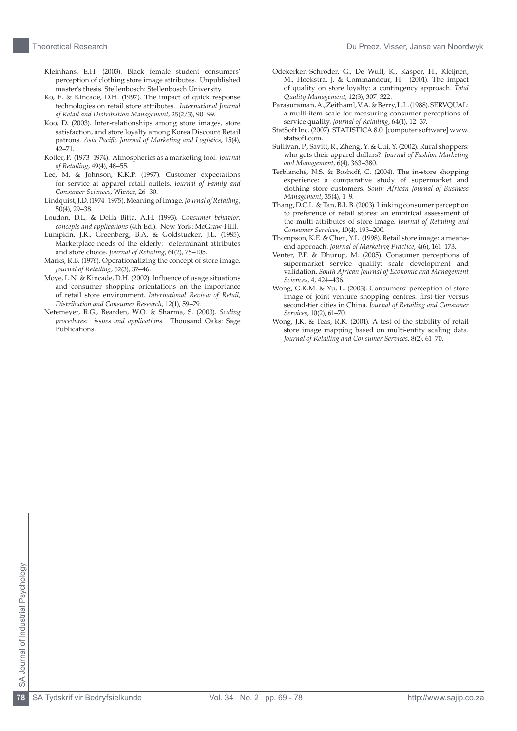Kleinhans, E.H. (2003). Black female student consumers' perception of clothing store image attributes. Unpublished master's thesis. Stellenbosch: Stellenbosch University.

Ko, E. & Kincade, D.H. (1997). The impact of quick response technologies on retail store attributes. *International Journal of Retail and Distribution Management*, 25(2/3), 90–99.

Koo, D. (2003). Inter-relationships among store images, store satisfaction, and store loyalty among Korea Discount Retail patrons. *Asia Pacific Journal of Marketing and Logistics*, 15(4), 42–71.

Kotler, P. (1973–1974). Atmospherics as a marketing tool. *Journal of Retailing*, 49(4), 48–55.

Lee, M. & Johnson, K.K.P. (1997). Customer expectations for service at apparel retail outlets. *Journal of Family and Consumer Sciences*, Winter, 26–30.

Lindquist, J.D. (1974–1975). Meaning of image. *Journal of Retailing*, 50(4), 29–38.

Loudon, D.L. & Della Bitta, A.H. (1993). *Consumer behavior: concepts and applications* (4th Ed.). New York: McGraw-Hill.

Lumpkin, J.R., Greenberg, B.A. & Goldstucker, J.L. (1985). Marketplace needs of the elderly: determinant attributes and store choice. *Journal of Retailing*, 61(2), 75–105.

Marks, R.B. (1976). Operationalizing the concept of store image. *Journal of Retailing*, 52(3), 37–46.

Moye, L.N. & Kincade, D.H. (2002). Influence of usage situations and consumer shopping orientations on the importance of retail store environment. *International Review of Retail, Distribution and Consumer Research*, 12(1), 59–79.

Netemeyer, R.G., Bearden, W.O. & Sharma, S. (2003). *Scaling procedures: issues and applications.* Thousand Oaks: Sage Publications.

Odekerken-Schröder, G., De Wulf, K., Kasper, H., Kleijnen, M., Hoekstra, J. & Commandeur, H. (2001). The impact of quality on store loyalty: a contingency approach. *Total Quality Management*, 12(3), 307–322.

Parasuraman, A., Zeithaml, V.A. & Berry, L.L. (1988). SERVQUAL: a multi-item scale for measuring consumer perceptions of service quality. *Journal of Retailing*, 64(1), 12–37.

StatSoft Inc. (2007). STATISTICA 8.0. [computer software] www.statsoft.com.

Sullivan, P., Savitt, R., Zheng, Y. & Cui, Y. (2002). Rural shoppers: who gets their apparel dollars? *Journal of Fashion Marketing and Management*, 6(4), 363–380.

Terblanché, N.S. & Boshoff, C. (2004). The in-store shopping experience: a comparative study of supermarket and clothing store customers. *South African Journal of Business Management*, 35(4), 1–9.

Thang, D.C.L. & Tan, B.L.B. (2003). Linking consumer perception to preference of retail stores: an empirical assessment of the multi-attributes of store image. *Journal of Retailing and Consumer Services*, 10(4), 193–200.

Thompson, K.E. & Chen, Y.L. (1998). Retail store image: a means-end approach. *Journal of Marketing Practice*, 4(6), 161–173.

Venter, P.F. & Dhurup, M. (2005). Consumer perceptions of supermarket service quality: scale development and validation. *South African Journal of Economic and Management Sciences*, 4, 424–436.

Wong, G.K.M. & Yu, L. (2003). Consumers' perception of store image of joint venture shopping centres: first-tier versus second-tier cities in China. *Journal of Retailing and Consumer Services*, 10(2), 61–70.

Wong, J.K. & Teas, R.K. (2001). A test of the stability of retail store image mapping based on multi-entity scaling data. *Journal of Retailing and Consumer Services*, 8(2), 61–70.